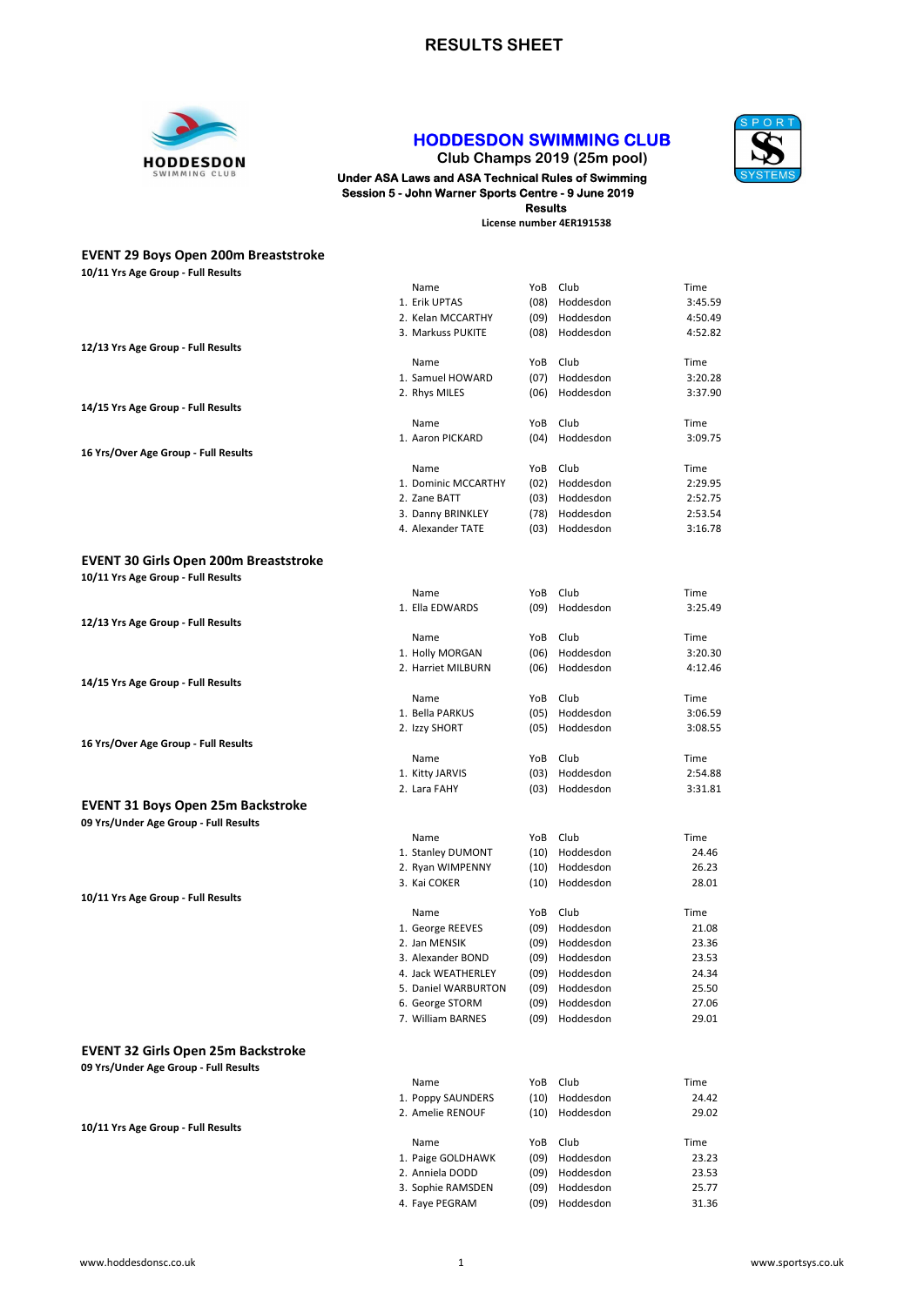# RESULTS SHEET

## HODDESDON SWIMMING CLUB

**Club Champs 2019 (25m pool)**

**Under ASA Laws and ASA Technical Rules of Swimming**

**Session 5 - John Warner Sports Centre - 9 June 2019**

**Results**

**License number 4ER191538**

### EVENT 29 Boys Open 200m Breaststroke

**10/11 Yrs Age Group - Full Results**

| | Name | YoB | Club | Time |
|---|---|---|---|---|
| 1. | Erik UPTAS | (08) | Hoddesdon | 3:45.59 |
| 2. | Kelan MCCARTHY | (09) | Hoddesdon | 4:50.49 |
| 3. | Markuss PUKITE | (08) | Hoddesdon | 4:52.82 |

**12/13 Yrs Age Group - Full Results**

| | Name | YoB | Club | Time |
|---|---|---|---|---|
| 1. | Samuel HOWARD | (07) | Hoddesdon | 3:20.28 |
| 2. | Rhys MILES | (06) | Hoddesdon | 3:37.90 |

**14/15 Yrs Age Group - Full Results**

| | Name | YoB | Club | Time |
|---|---|---|---|---|
| 1. | Aaron PICKARD | (04) | Hoddesdon | 3:09.75 |

**16 Yrs/Over Age Group - Full Results**

| | Name | YoB | Club | Time |
|---|---|---|---|---|
| 1. | Dominic MCCARTHY | (02) | Hoddesdon | 2:29.95 |
| 2. | Zane BATT | (03) | Hoddesdon | 2:52.75 |
| 3. | Danny BRINKLEY | (78) | Hoddesdon | 2:53.54 |
| 4. | Alexander TATE | (03) | Hoddesdon | 3:16.78 |

### EVENT 30 Girls Open 200m Breaststroke

**10/11 Yrs Age Group - Full Results**

| | Name | YoB | Club | Time |
|---|---|---|---|---|
| 1. | Ella EDWARDS | (09) | Hoddesdon | 3:25.49 |

**12/13 Yrs Age Group - Full Results**

| | Name | YoB | Club | Time |
|---|---|---|---|---|
| 1. | Holly MORGAN | (06) | Hoddesdon | 3:20.30 |
| 2. | Harriet MILBURN | (06) | Hoddesdon | 4:12.46 |

**14/15 Yrs Age Group - Full Results**

| | Name | YoB | Club | Time |
|---|---|---|---|---|
| 1. | Bella PARKUS | (05) | Hoddesdon | 3:06.59 |
| 2. | Izzy SHORT | (05) | Hoddesdon | 3:08.55 |

**16 Yrs/Over Age Group - Full Results**

| | Name | YoB | Club | Time |
|---|---|---|---|---|
| 1. | Kitty JARVIS | (03) | Hoddesdon | 2:54.88 |
| 2. | Lara FAHY | (03) | Hoddesdon | 3:31.81 |

### EVENT 31 Boys Open 25m Backstroke

**09 Yrs/Under Age Group - Full Results**

| | Name | YoB | Club | Time |
|---|---|---|---|---|
| 1. | Stanley DUMONT | (10) | Hoddesdon | 24.46 |
| 2. | Ryan WIMPENNY | (10) | Hoddesdon | 26.23 |
| 3. | Kai COKER | (10) | Hoddesdon | 28.01 |

**10/11 Yrs Age Group - Full Results**

| | Name | YoB | Club | Time |
|---|---|---|---|---|
| 1. | George REEVES | (09) | Hoddesdon | 21.08 |
| 2. | Jan MENSIK | (09) | Hoddesdon | 23.36 |
| 3. | Alexander BOND | (09) | Hoddesdon | 23.53 |
| 4. | Jack WEATHERLEY | (09) | Hoddesdon | 24.34 |
| 5. | Daniel WARBURTON | (09) | Hoddesdon | 25.50 |
| 6. | George STORM | (09) | Hoddesdon | 27.06 |
| 7. | William BARNES | (09) | Hoddesdon | 29.01 |

### EVENT 32 Girls Open 25m Backstroke

**09 Yrs/Under Age Group - Full Results**

| | Name | YoB | Club | Time |
|---|---|---|---|---|
| 1. | Poppy SAUNDERS | (10) | Hoddesdon | 24.42 |
| 2. | Amelie RENOUF | (10) | Hoddesdon | 29.02 |

**10/11 Yrs Age Group - Full Results**

| | Name | YoB | Club | Time |
|---|---|---|---|---|
| 1. | Paige GOLDHAWK | (09) | Hoddesdon | 23.23 |
| 2. | Anniela DODD | (09) | Hoddesdon | 23.53 |
| 3. | Sophie RAMSDEN | (09) | Hoddesdon | 25.77 |
| 4. | Faye PEGRAM | (09) | Hoddesdon | 31.36 |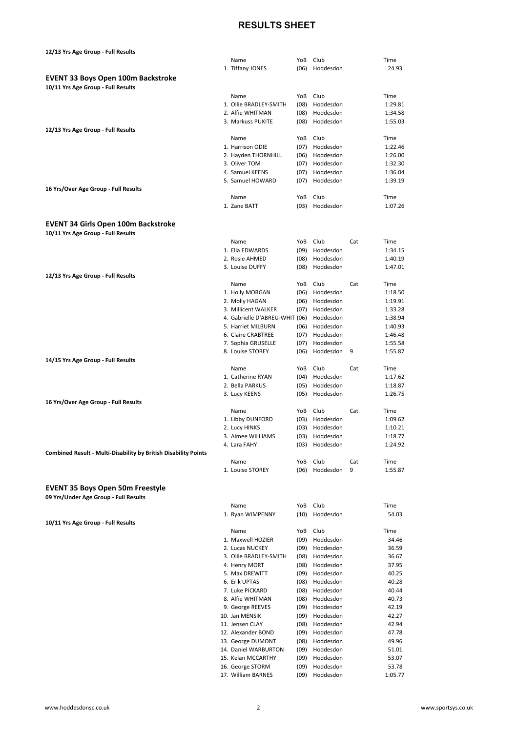# RESULTS SHEET

**12/13 Yrs Age Group - Full Results**

| Name | YoB | Club | Time |
|---|---|---|---|
| 1. Tiffany JONES | (06) | Hoddesdon | 24.93 |

## EVENT 33 Boys Open 100m Backstroke

**10/11 Yrs Age Group - Full Results**

| Name | YoB | Club | Time |
|---|---|---|---|
| 1. Ollie BRADLEY-SMITH | (08) | Hoddesdon | 1:29.81 |
| 2. Alfie WHITMAN | (08) | Hoddesdon | 1:34.58 |
| 3. Markuss PUKITE | (08) | Hoddesdon | 1:55.03 |

**12/13 Yrs Age Group - Full Results**

| Name | YoB | Club | Time |
|---|---|---|---|
| 1. Harrison ODIE | (07) | Hoddesdon | 1:22.46 |
| 2. Hayden THORNHILL | (06) | Hoddesdon | 1:26.00 |
| 3. Oliver TOM | (07) | Hoddesdon | 1:32.30 |
| 4. Samuel KEENS | (07) | Hoddesdon | 1:36.04 |
| 5. Samuel HOWARD | (07) | Hoddesdon | 1:39.19 |

**16 Yrs/Over Age Group - Full Results**

| Name | YoB | Club | Time |
|---|---|---|---|
| 1. Zane BATT | (03) | Hoddesdon | 1:07.26 |

## EVENT 34 Girls Open 100m Backstroke

**10/11 Yrs Age Group - Full Results**

| Name | YoB | Club | Cat | Time |
|---|---|---|---|---|
| 1. Ella EDWARDS | (09) | Hoddesdon | | 1:34.15 |
| 2. Rosie AHMED | (08) | Hoddesdon | | 1:40.19 |
| 3. Louise DUFFY | (08) | Hoddesdon | | 1:47.01 |

**12/13 Yrs Age Group - Full Results**

| Name | YoB | Club | Cat | Time |
|---|---|---|---|---|
| 1. Holly MORGAN | (06) | Hoddesdon | | 1:18.50 |
| 2. Molly HAGAN | (06) | Hoddesdon | | 1:19.91 |
| 3. Millicent WALKER | (07) | Hoddesdon | | 1:33.28 |
| 4. Gabrielle D'ABREU-WHIT | (06) | Hoddesdon | | 1:38.94 |
| 5. Harriet MILBURN | (06) | Hoddesdon | | 1:40.93 |
| 6. Claire CRABTREE | (07) | Hoddesdon | | 1:46.48 |
| 7. Sophia GRUSELLE | (07) | Hoddesdon | | 1:55.58 |
| 8. Louise STOREY | (06) | Hoddesdon | 9 | 1:55.87 |

**14/15 Yrs Age Group - Full Results**

| Name | YoB | Club | Cat | Time |
|---|---|---|---|---|
| 1. Catherine RYAN | (04) | Hoddesdon | | 1:17.62 |
| 2. Bella PARKUS | (05) | Hoddesdon | | 1:18.87 |
| 3. Lucy KEENS | (05) | Hoddesdon | | 1:26.75 |

**16 Yrs/Over Age Group - Full Results**

| Name | YoB | Club | Cat | Time |
|---|---|---|---|---|
| 1. Libby DUNFORD | (03) | Hoddesdon | | 1:09.62 |
| 2. Lucy HINKS | (03) | Hoddesdon | | 1:10.21 |
| 3. Aimee WILLIAMS | (03) | Hoddesdon | | 1:18.77 |
| 4. Lara FAHY | (03) | Hoddesdon | | 1:24.92 |

**Combined Result - Multi-Disability by British Disability Points**

| Name | YoB | Club | Cat | Time |
|---|---|---|---|---|
| 1. Louise STOREY | (06) | Hoddesdon | 9 | 1:55.87 |

## EVENT 35 Boys Open 50m Freestyle

**09 Yrs/Under Age Group - Full Results**

| Name | YoB | Club | Time |
|---|---|---|---|
| 1. Ryan WIMPENNY | (10) | Hoddesdon | 54.03 |

**10/11 Yrs Age Group - Full Results**

| Name | YoB | Club | Time |
|---|---|---|---|
| 1. Maxwell HOZIER | (09) | Hoddesdon | 34.46 |
| 2. Lucas NUCKEY | (09) | Hoddesdon | 36.59 |
| 3. Ollie BRADLEY-SMITH | (08) | Hoddesdon | 36.67 |
| 4. Henry MORT | (08) | Hoddesdon | 37.95 |
| 5. Max DREWITT | (09) | Hoddesdon | 40.25 |
| 6. Erik UPTAS | (08) | Hoddesdon | 40.28 |
| 7. Luke PICKARD | (08) | Hoddesdon | 40.44 |
| 8. Alfie WHITMAN | (08) | Hoddesdon | 40.73 |
| 9. George REEVES | (09) | Hoddesdon | 42.19 |
| 10. Jan MENSIK | (09) | Hoddesdon | 42.27 |
| 11. Jensen CLAY | (08) | Hoddesdon | 42.94 |
| 12. Alexander BOND | (09) | Hoddesdon | 47.78 |
| 13. George DUMONT | (08) | Hoddesdon | 49.96 |
| 14. Daniel WARBURTON | (09) | Hoddesdon | 51.01 |
| 15. Kelan MCCARTHY | (09) | Hoddesdon | 53.07 |
| 16. George STORM | (09) | Hoddesdon | 53.78 |
| 17. William BARNES | (09) | Hoddesdon | 1:05.77 |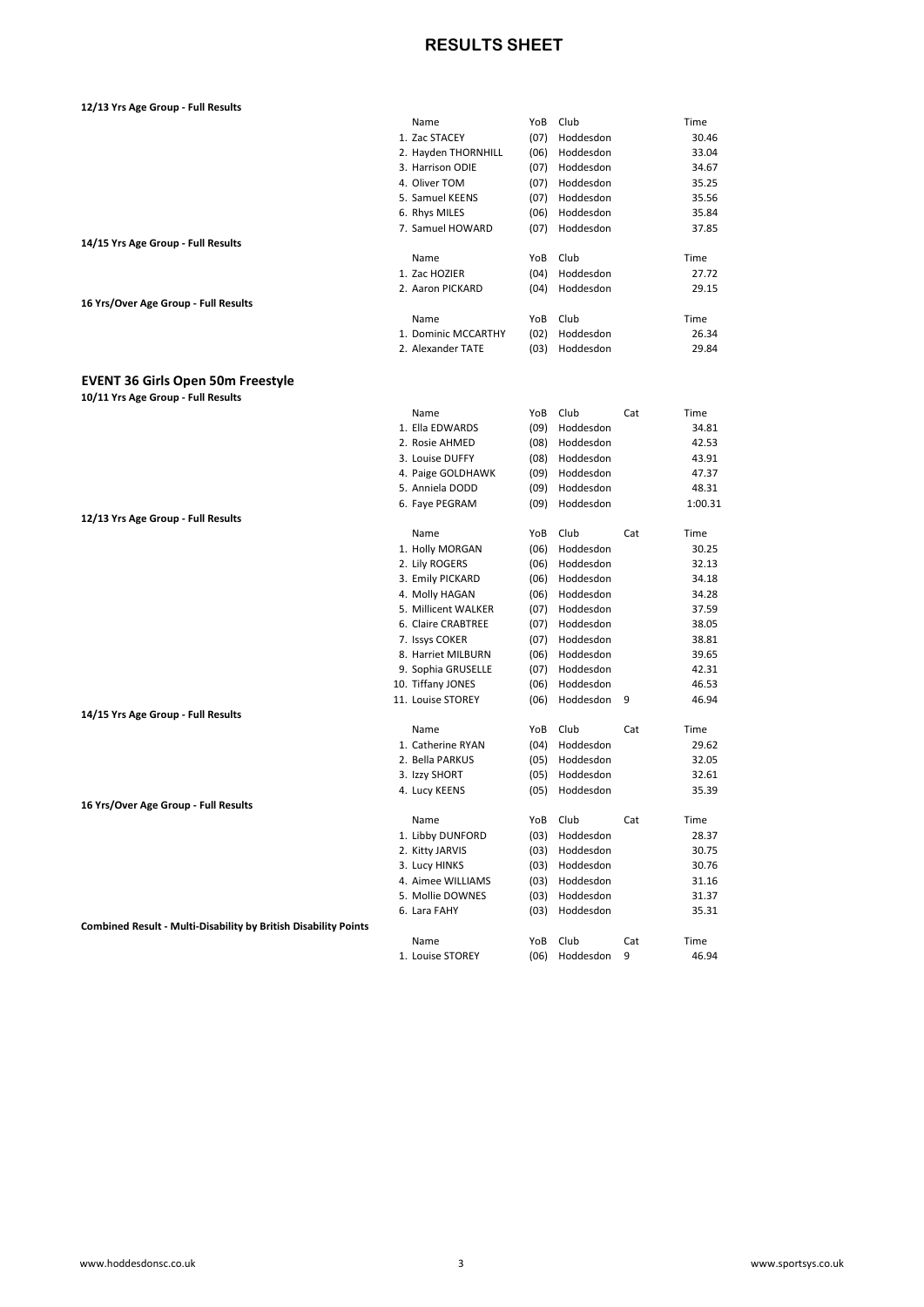# RESULTS SHEET

**12/13 Yrs Age Group - Full Results**

| Name | YoB | Club | Time |
|---|---|---|---|
| 1. Zac STACEY | (07) | Hoddesdon | 30.46 |
| 2. Hayden THORNHILL | (06) | Hoddesdon | 33.04 |
| 3. Harrison ODIE | (07) | Hoddesdon | 34.67 |
| 4. Oliver TOM | (07) | Hoddesdon | 35.25 |
| 5. Samuel KEENS | (07) | Hoddesdon | 35.56 |
| 6. Rhys MILES | (06) | Hoddesdon | 35.84 |
| 7. Samuel HOWARD | (07) | Hoddesdon | 37.85 |

**14/15 Yrs Age Group - Full Results**

| Name | YoB | Club | Time |
|---|---|---|---|
| 1. Zac HOZIER | (04) | Hoddesdon | 27.72 |
| 2. Aaron PICKARD | (04) | Hoddesdon | 29.15 |

**16 Yrs/Over Age Group - Full Results**

| Name | YoB | Club | Time |
|---|---|---|---|
| 1. Dominic MCCARTHY | (02) | Hoddesdon | 26.34 |
| 2. Alexander TATE | (03) | Hoddesdon | 29.84 |

## EVENT 36 Girls Open 50m Freestyle

**10/11 Yrs Age Group - Full Results**

| Name | YoB | Club | Cat | Time |
|---|---|---|---|---|
| 1. Ella EDWARDS | (09) | Hoddesdon | | 34.81 |
| 2. Rosie AHMED | (08) | Hoddesdon | | 42.53 |
| 3. Louise DUFFY | (08) | Hoddesdon | | 43.91 |
| 4. Paige GOLDHAWK | (09) | Hoddesdon | | 47.37 |
| 5. Anniela DODD | (09) | Hoddesdon | | 48.31 |
| 6. Faye PEGRAM | (09) | Hoddesdon | | 1:00.31 |

**12/13 Yrs Age Group - Full Results**

| Name | YoB | Club | Cat | Time |
|---|---|---|---|---|
| 1. Holly MORGAN | (06) | Hoddesdon | | 30.25 |
| 2. Lily ROGERS | (06) | Hoddesdon | | 32.13 |
| 3. Emily PICKARD | (06) | Hoddesdon | | 34.18 |
| 4. Molly HAGAN | (06) | Hoddesdon | | 34.28 |
| 5. Millicent WALKER | (07) | Hoddesdon | | 37.59 |
| 6. Claire CRABTREE | (07) | Hoddesdon | | 38.05 |
| 7. Issys COKER | (07) | Hoddesdon | | 38.81 |
| 8. Harriet MILBURN | (06) | Hoddesdon | | 39.65 |
| 9. Sophia GRUSELLE | (07) | Hoddesdon | | 42.31 |
| 10. Tiffany JONES | (06) | Hoddesdon | | 46.53 |
| 11. Louise STOREY | (06) | Hoddesdon | 9 | 46.94 |

**14/15 Yrs Age Group - Full Results**

| Name | YoB | Club | Cat | Time |
|---|---|---|---|---|
| 1. Catherine RYAN | (04) | Hoddesdon | | 29.62 |
| 2. Bella PARKUS | (05) | Hoddesdon | | 32.05 |
| 3. Izzy SHORT | (05) | Hoddesdon | | 32.61 |
| 4. Lucy KEENS | (05) | Hoddesdon | | 35.39 |

**16 Yrs/Over Age Group - Full Results**

| Name | YoB | Club | Cat | Time |
|---|---|---|---|---|
| 1. Libby DUNFORD | (03) | Hoddesdon | | 28.37 |
| 2. Kitty JARVIS | (03) | Hoddesdon | | 30.75 |
| 3. Lucy HINKS | (03) | Hoddesdon | | 30.76 |
| 4. Aimee WILLIAMS | (03) | Hoddesdon | | 31.16 |
| 5. Mollie DOWNES | (03) | Hoddesdon | | 31.37 |
| 6. Lara FAHY | (03) | Hoddesdon | | 35.31 |

**Combined Result - Multi-Disability by British Disability Points**

| Name | YoB | Club | Cat | Time |
|---|---|---|---|---|
| 1. Louise STOREY | (06) | Hoddesdon | 9 | 46.94 |